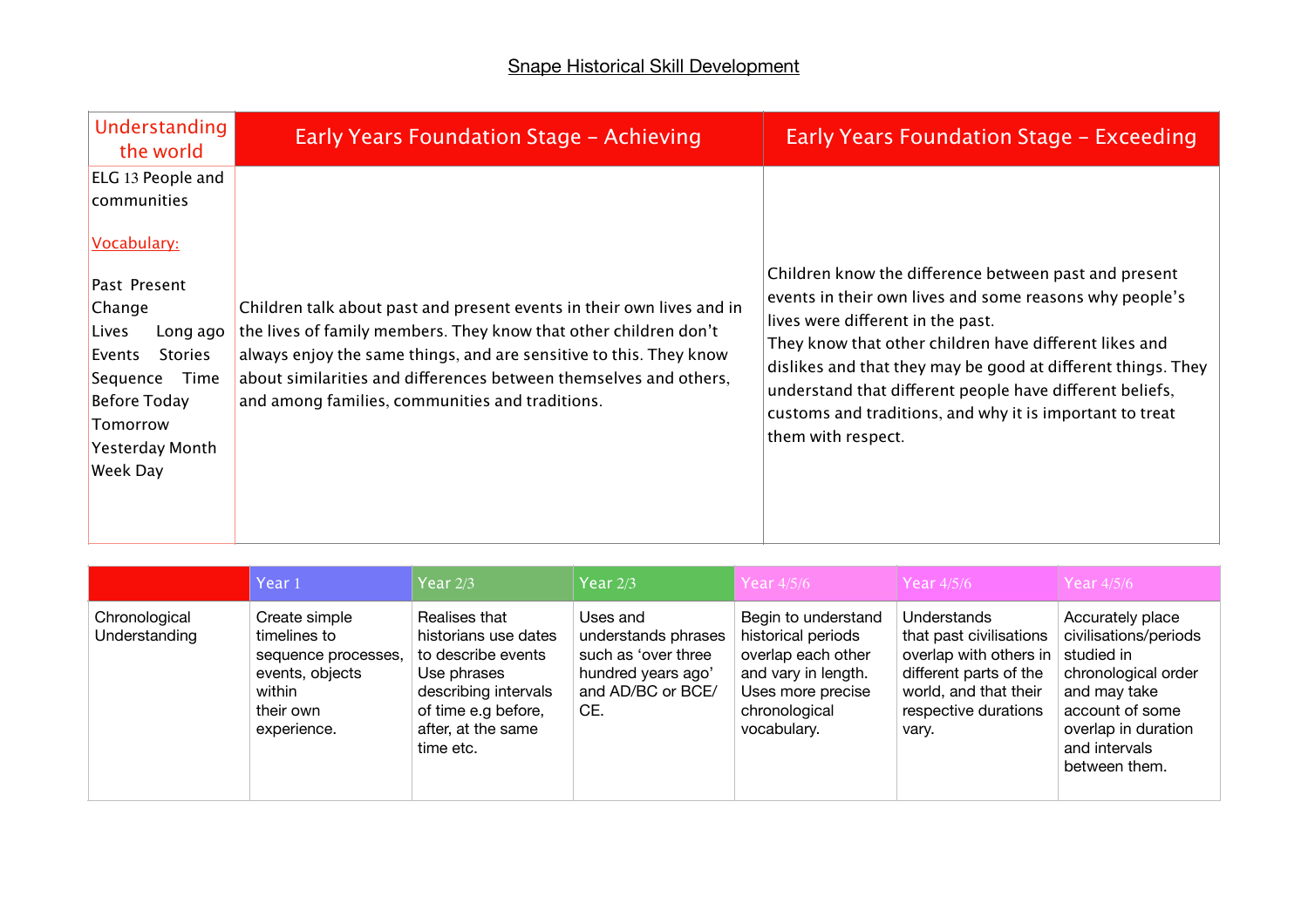# Snape Historical Skill Development

| Understanding the world | Early Years Foundation Stage – Achieving | Early Years Foundation Stage – Exceeding |
|---|---|---|
| ELG 13 People and communities<br><br>Vocabulary:<br><br>Past Present Change Lives Long ago Events Stories Sequence Time Before Today Tomorrow Yesterday Month Week Day | Children talk about past and present events in their own lives and in the lives of family members. They know that other children don't always enjoy the same things, and are sensitive to this. They know about similarities and differences between themselves and others, and among families, communities and traditions. | Children know the difference between past and present events in their own lives and some reasons why people's lives were different in the past.<br>They know that other children have different likes and dislikes and that they may be good at different things. They understand that different people have different beliefs, customs and traditions, and why it is important to treat them with respect. |

| | Year 1 | Year 2/3 | Year 2/3 | Year 4/5/6 | Year 4/5/6 | Year 4/5/6 |
|---|---|---|---|---|---|---|
| Chronological Understanding | Create simple timelines to sequence processes, events, objects within their own experience. | Realises that historians use dates to describe events Use phrases describing intervals of time e.g before, after, at the same time etc. | Uses and understands phrases such as 'over three hundred years ago' and AD/BC or BCE/ CE. | Begin to understand historical periods overlap each other and vary in length. Uses more precise chronological vocabulary. | Understands that past civilisations overlap with others in different parts of the world, and that their respective durations vary. | Accurately place civilisations/periods studied in chronological order and may take account of some overlap in duration and intervals between them. |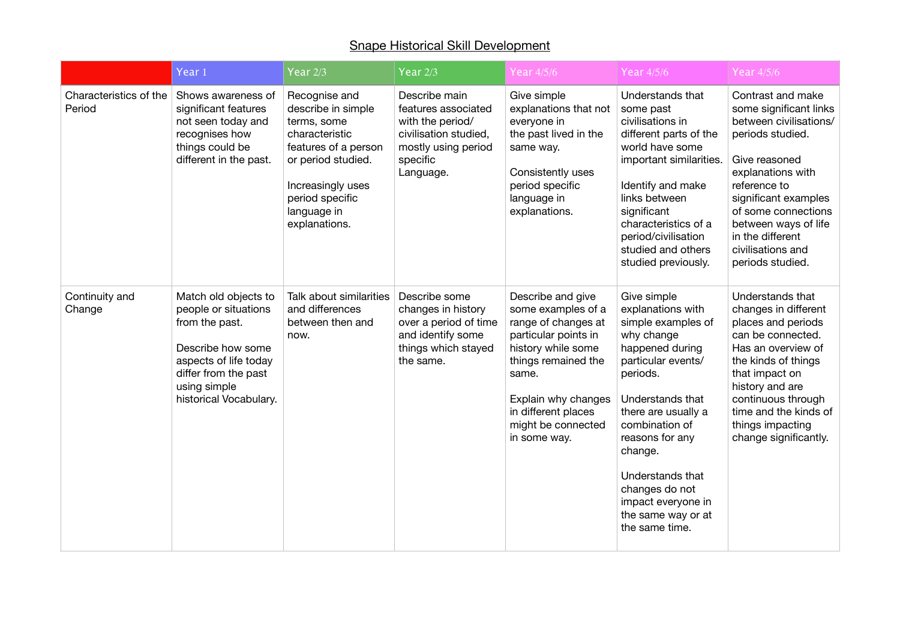# Snape Historical Skill Development

| | Year 1 | Year 2/3 | Year 2/3 | Year 4/5/6 | Year 4/5/6 | Year 4/5/6 |
|---|---|---|---|---|---|---|
| Characteristics of the Period | Shows awareness of significant features not seen today and recognises how things could be different in the past. | Recognise and describe in simple terms, some characteristic features of a person or period studied.<br><br>Increasingly uses period specific language in explanations. | Describe main features associated with the period/ civilisation studied, mostly using period specific Language. | Give simple explanations that not everyone in the past lived in the same way.<br><br>Consistently uses period specific language in explanations. | Understands that some past civilisations in different parts of the world have some important similarities.<br><br>Identify and make links between significant characteristics of a period/civilisation studied and others studied previously. | Contrast and make some significant links between civilisations/ periods studied.<br><br>Give reasoned explanations with reference to significant examples of some connections between ways of life in the different civilisations and periods studied. |
| Continuity and Change | Match old objects to people or situations from the past.<br><br>Describe how some aspects of life today differ from the past using simple historical Vocabulary. | Talk about similarities and differences between then and now. | Describe some changes in history over a period of time and identify some things which stayed the same. | Describe and give some examples of a range of changes at particular points in history while some things remained the same.<br><br>Explain why changes in different places might be connected in some way. | Give simple explanations with simple examples of why change happened during particular events/ periods.<br><br>Understands that there are usually a combination of reasons for any change.<br><br>Understands that changes do not impact everyone in the same way or at the same time. | Understands that changes in different places and periods can be connected. Has an overview of the kinds of things that impact on history and are continuous through time and the kinds of things impacting change significantly. |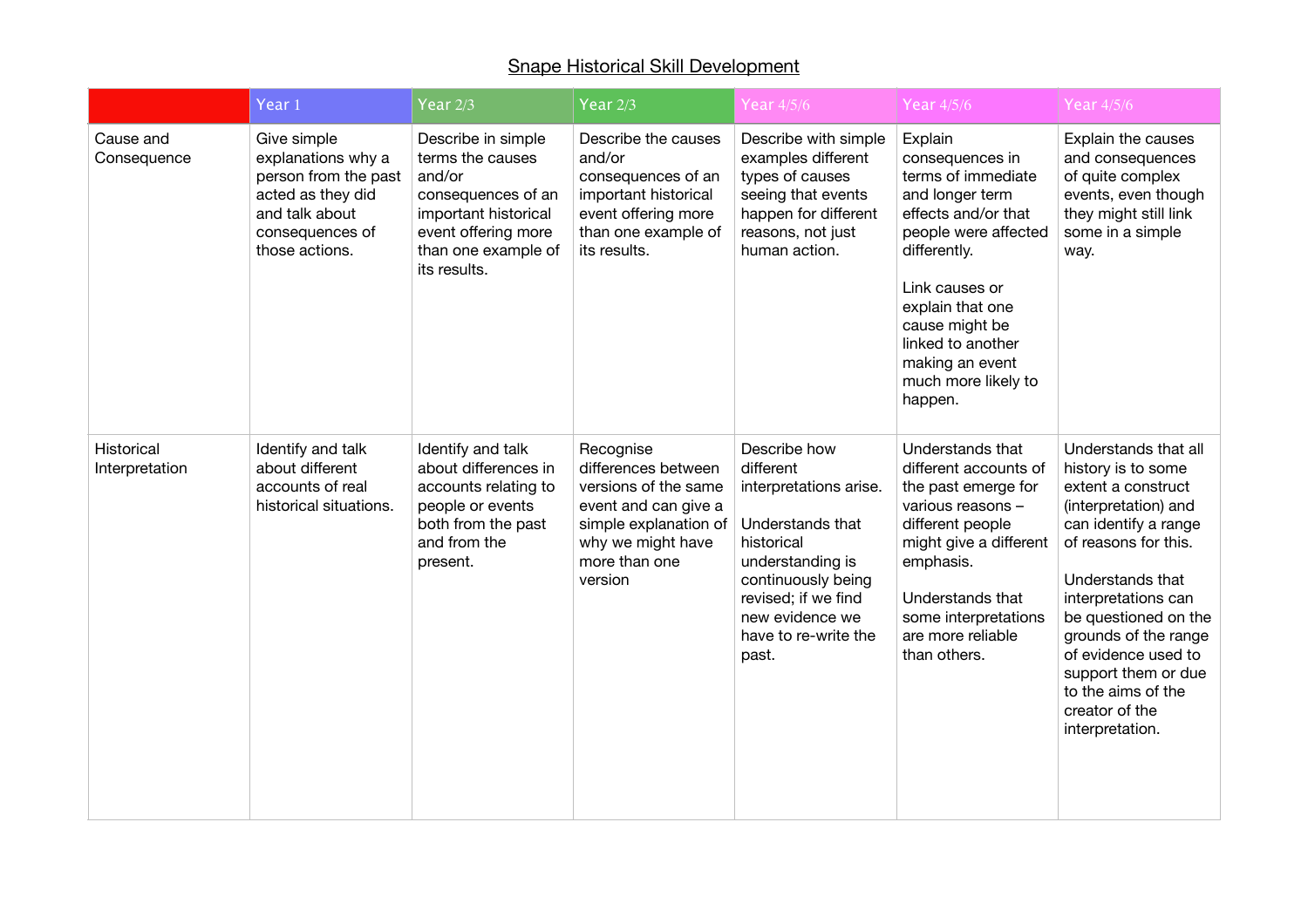# Snape Historical Skill Development

| | Year 1 | Year 2/3 | Year 2/3 | Year 4/5/6 | Year 4/5/6 | Year 4/5/6 |
|---|---|---|---|---|---|---|
| Cause and Consequence | Give simple explanations why a person from the past acted as they did and talk about consequences of those actions. | Describe in simple terms the causes and/or consequences of an important historical event offering more than one example of its results. | Describe the causes and/or consequences of an important historical event offering more than one example of its results. | Describe with simple examples different types of causes seeing that events happen for different reasons, not just human action. | Explain consequences in terms of immediate and longer term effects and/or that people were affected differently.<br><br>Link causes or explain that one cause might be linked to another making an event much more likely to happen. | Explain the causes and consequences of quite complex events, even though they might still link some in a simple way. |
| Historical Interpretation | Identify and talk about different accounts of real historical situations. | Identify and talk about differences in accounts relating to people or events both from the past and from the present. | Recognise differences between versions of the same event and can give a simple explanation of why we might have more than one version | Describe how different interpretations arise.<br><br>Understands that historical understanding is continuously being revised; if we find new evidence we have to re-write the past. | Understands that different accounts of the past emerge for various reasons – different people might give a different emphasis.<br><br>Understands that some interpretations are more reliable than others. | Understands that all history is to some extent a construct (interpretation) and can identify a range of reasons for this.<br><br>Understands that interpretations can be questioned on the grounds of the range of evidence used to support them or due to the aims of the creator of the interpretation. |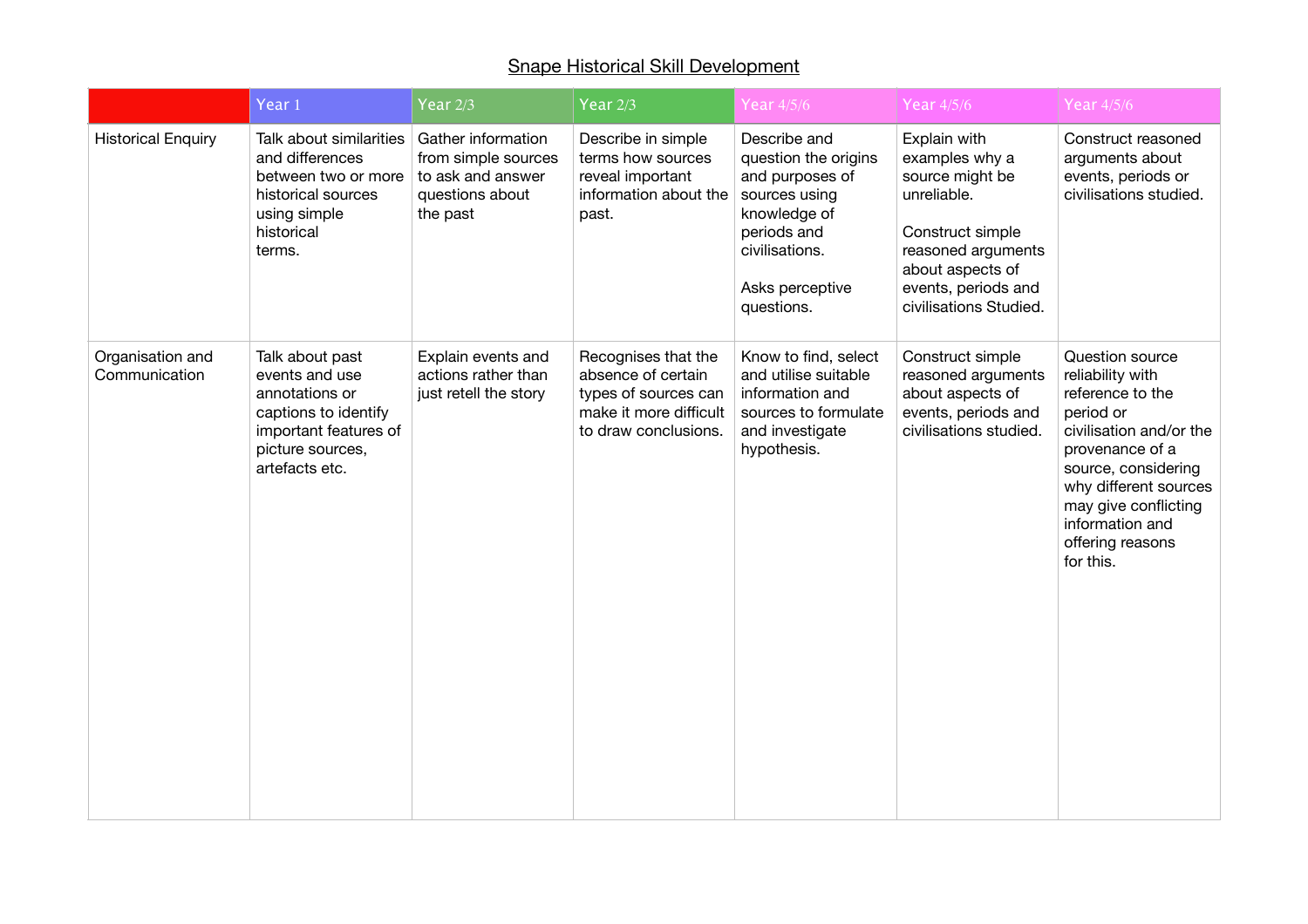# Snape Historical Skill Development

| | Year 1 | Year 2/3 | Year 2/3 | Year 4/5/6 | Year 4/5/6 | Year 4/5/6 |
|---|---|---|---|---|---|---|
| Historical Enquiry | Talk about similarities and differences between two or more historical sources using simple historical terms. | Gather information from simple sources to ask and answer questions about the past | Describe in simple terms how sources reveal important information about the past. | Describe and question the origins and purposes of sources using knowledge of periods and civilisations.<br><br>Asks perceptive questions. | Explain with examples why a source might be unreliable.<br><br>Construct simple reasoned arguments about aspects of events, periods and civilisations Studied. | Construct reasoned arguments about events, periods or civilisations studied. |
| Organisation and Communication | Talk about past events and use annotations or captions to identify important features of picture sources, artefacts etc. | Explain events and actions rather than just retell the story | Recognises that the absence of certain types of sources can make it more difficult to draw conclusions. | Know to find, select and utilise suitable information and sources to formulate and investigate hypothesis. | Construct simple reasoned arguments about aspects of events, periods and civilisations studied. | Question source reliability with reference to the period or civilisation and/or the provenance of a source, considering why different sources may give conflicting information and offering reasons for this. |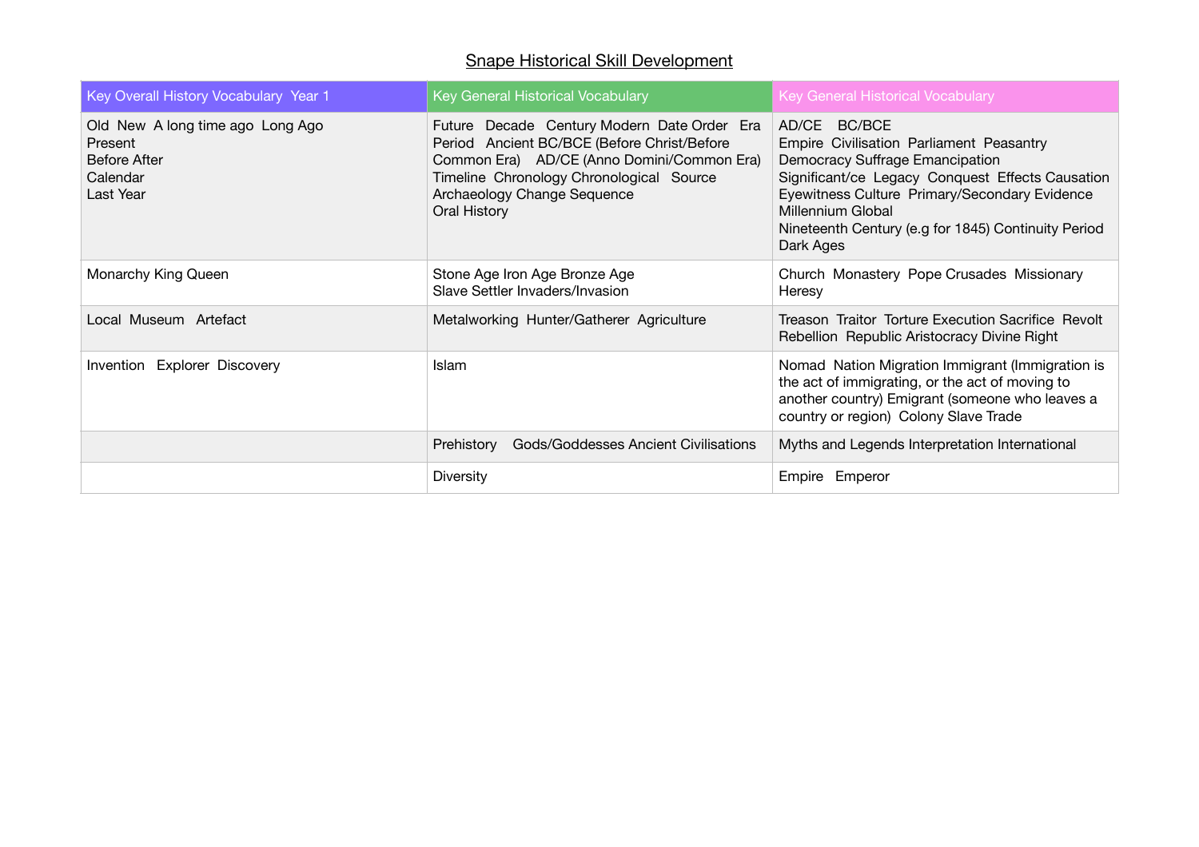# Snape Historical Skill Development

| Key Overall History Vocabulary Year 1 | Key General Historical Vocabulary | Key General Historical Vocabulary |
| --- | --- | --- |
| Old New A long time ago Long Ago<br>Present<br>Before After<br>Calendar<br>Last Year | Future Decade Century Modern Date Order Era Period Ancient BC/BCE (Before Christ/Before Common Era) AD/CE (Anno Domini/Common Era) Timeline Chronology Chronological Source Archaeology Change Sequence<br>Oral History | AD/CE BC/BCE<br>Empire Civilisation Parliament Peasantry Democracy Suffrage Emancipation<br>Significant/ce Legacy Conquest Effects Causation Eyewitness Culture Primary/Secondary Evidence Millennium Global<br>Nineteenth Century (e.g for 1845) Continuity Period Dark Ages |
| Monarchy King Queen | Stone Age Iron Age Bronze Age<br>Slave Settler Invaders/Invasion | Church Monastery Pope Crusades Missionary Heresy |
| Local Museum Artefact | Metalworking Hunter/Gatherer Agriculture | Treason Traitor Torture Execution Sacrifice Revolt Rebellion Republic Aristocracy Divine Right |
| Invention Explorer Discovery | Islam | Nomad Nation Migration Immigrant (Immigration is the act of immigrating, or the act of moving to another country) Emigrant (someone who leaves a country or region) Colony Slave Trade |
| | Prehistory Gods/Goddesses Ancient Civilisations | Myths and Legends Interpretation International |
| | Diversity | Empire Emperor |